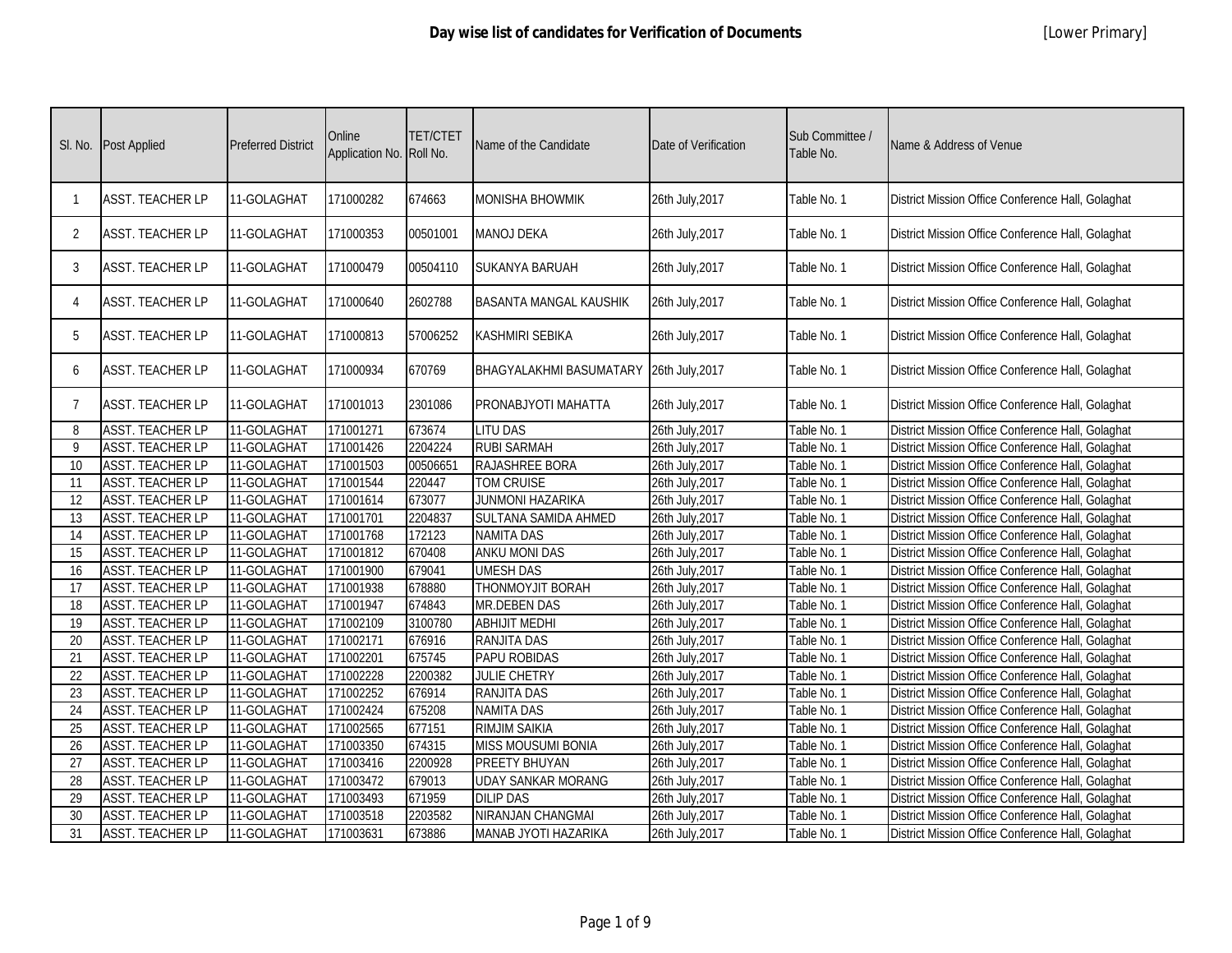# Day wise list of candidates for Verification of Documents

[Lower Primary]

| Sl. No. | Post Applied | Preferred District | Online Application No. | TET/CTET Roll No. | Name of the Candidate | Date of Verification | Sub Committee / Table No. | Name & Address of Venue |
|---|---|---|---|---|---|---|---|---|
| 1 | ASST. TEACHER LP | 11-GOLAGHAT | 171000282 | 674663 | MONISHA BHOWMIK | 26th July,2017 | Table No. 1 | District Mission Office Conference Hall, Golaghat |
| 2 | ASST. TEACHER LP | 11-GOLAGHAT | 171000353 | 00501001 | MANOJ DEKA | 26th July,2017 | Table No. 1 | District Mission Office Conference Hall, Golaghat |
| 3 | ASST. TEACHER LP | 11-GOLAGHAT | 171000479 | 00504110 | SUKANYA BARUAH | 26th July,2017 | Table No. 1 | District Mission Office Conference Hall, Golaghat |
| 4 | ASST. TEACHER LP | 11-GOLAGHAT | 171000640 | 2602788 | BASANTA MANGAL KAUSHIK | 26th July,2017 | Table No. 1 | District Mission Office Conference Hall, Golaghat |
| 5 | ASST. TEACHER LP | 11-GOLAGHAT | 171000813 | 57006252 | KASHMIRI SEBIKA | 26th July,2017 | Table No. 1 | District Mission Office Conference Hall, Golaghat |
| 6 | ASST. TEACHER LP | 11-GOLAGHAT | 171000934 | 670769 | BHAGYALAKHMI BASUMATARY | 26th July,2017 | Table No. 1 | District Mission Office Conference Hall, Golaghat |
| 7 | ASST. TEACHER LP | 11-GOLAGHAT | 171001013 | 2301086 | PRONABJYOTI MAHATTA | 26th July,2017 | Table No. 1 | District Mission Office Conference Hall, Golaghat |
| 8 | ASST. TEACHER LP | 11-GOLAGHAT | 171001271 | 673674 | LITU DAS | 26th July,2017 | Table No. 1 | District Mission Office Conference Hall, Golaghat |
| 9 | ASST. TEACHER LP | 11-GOLAGHAT | 171001426 | 2204224 | RUBI SARMAH | 26th July,2017 | Table No. 1 | District Mission Office Conference Hall, Golaghat |
| 10 | ASST. TEACHER LP | 11-GOLAGHAT | 171001503 | 00506651 | RAJASHREE BORA | 26th July,2017 | Table No. 1 | District Mission Office Conference Hall, Golaghat |
| 11 | ASST. TEACHER LP | 11-GOLAGHAT | 171001544 | 220447 | TOM CRUISE | 26th July,2017 | Table No. 1 | District Mission Office Conference Hall, Golaghat |
| 12 | ASST. TEACHER LP | 11-GOLAGHAT | 171001614 | 673077 | JUNMONI HAZARIKA | 26th July,2017 | Table No. 1 | District Mission Office Conference Hall, Golaghat |
| 13 | ASST. TEACHER LP | 11-GOLAGHAT | 171001701 | 2204837 | SULTANA SAMIDA AHMED | 26th July,2017 | Table No. 1 | District Mission Office Conference Hall, Golaghat |
| 14 | ASST. TEACHER LP | 11-GOLAGHAT | 171001768 | 172123 | NAMITA DAS | 26th July,2017 | Table No. 1 | District Mission Office Conference Hall, Golaghat |
| 15 | ASST. TEACHER LP | 11-GOLAGHAT | 171001812 | 670408 | ANKU MONI DAS | 26th July,2017 | Table No. 1 | District Mission Office Conference Hall, Golaghat |
| 16 | ASST. TEACHER LP | 11-GOLAGHAT | 171001900 | 679041 | UMESH DAS | 26th July,2017 | Table No. 1 | District Mission Office Conference Hall, Golaghat |
| 17 | ASST. TEACHER LP | 11-GOLAGHAT | 171001938 | 678880 | THONMOYJIT BORAH | 26th July,2017 | Table No. 1 | District Mission Office Conference Hall, Golaghat |
| 18 | ASST. TEACHER LP | 11-GOLAGHAT | 171001947 | 674843 | MR.DEBEN DAS | 26th July,2017 | Table No. 1 | District Mission Office Conference Hall, Golaghat |
| 19 | ASST. TEACHER LP | 11-GOLAGHAT | 171002109 | 3100780 | ABHIJIT MEDHI | 26th July,2017 | Table No. 1 | District Mission Office Conference Hall, Golaghat |
| 20 | ASST. TEACHER LP | 11-GOLAGHAT | 171002171 | 676916 | RANJITA DAS | 26th July,2017 | Table No. 1 | District Mission Office Conference Hall, Golaghat |
| 21 | ASST. TEACHER LP | 11-GOLAGHAT | 171002201 | 675745 | PAPU ROBIDAS | 26th July,2017 | Table No. 1 | District Mission Office Conference Hall, Golaghat |
| 22 | ASST. TEACHER LP | 11-GOLAGHAT | 171002228 | 2200382 | JULIE CHETRY | 26th July,2017 | Table No. 1 | District Mission Office Conference Hall, Golaghat |
| 23 | ASST. TEACHER LP | 11-GOLAGHAT | 171002252 | 676914 | RANJITA DAS | 26th July,2017 | Table No. 1 | District Mission Office Conference Hall, Golaghat |
| 24 | ASST. TEACHER LP | 11-GOLAGHAT | 171002424 | 675208 | NAMITA DAS | 26th July,2017 | Table No. 1 | District Mission Office Conference Hall, Golaghat |
| 25 | ASST. TEACHER LP | 11-GOLAGHAT | 171002565 | 677151 | RIMJIM SAIKIA | 26th July,2017 | Table No. 1 | District Mission Office Conference Hall, Golaghat |
| 26 | ASST. TEACHER LP | 11-GOLAGHAT | 171003350 | 674315 | MISS MOUSUMI BONIA | 26th July,2017 | Table No. 1 | District Mission Office Conference Hall, Golaghat |
| 27 | ASST. TEACHER LP | 11-GOLAGHAT | 171003416 | 2200928 | PREETY BHUYAN | 26th July,2017 | Table No. 1 | District Mission Office Conference Hall, Golaghat |
| 28 | ASST. TEACHER LP | 11-GOLAGHAT | 171003472 | 679013 | UDAY SANKAR MORANG | 26th July,2017 | Table No. 1 | District Mission Office Conference Hall, Golaghat |
| 29 | ASST. TEACHER LP | 11-GOLAGHAT | 171003493 | 671959 | DILIP DAS | 26th July,2017 | Table No. 1 | District Mission Office Conference Hall, Golaghat |
| 30 | ASST. TEACHER LP | 11-GOLAGHAT | 171003518 | 2203582 | NIRANJAN CHANGMAI | 26th July,2017 | Table No. 1 | District Mission Office Conference Hall, Golaghat |
| 31 | ASST. TEACHER LP | 11-GOLAGHAT | 171003631 | 673886 | MANAB JYOTI HAZARIKA | 26th July,2017 | Table No. 1 | District Mission Office Conference Hall, Golaghat |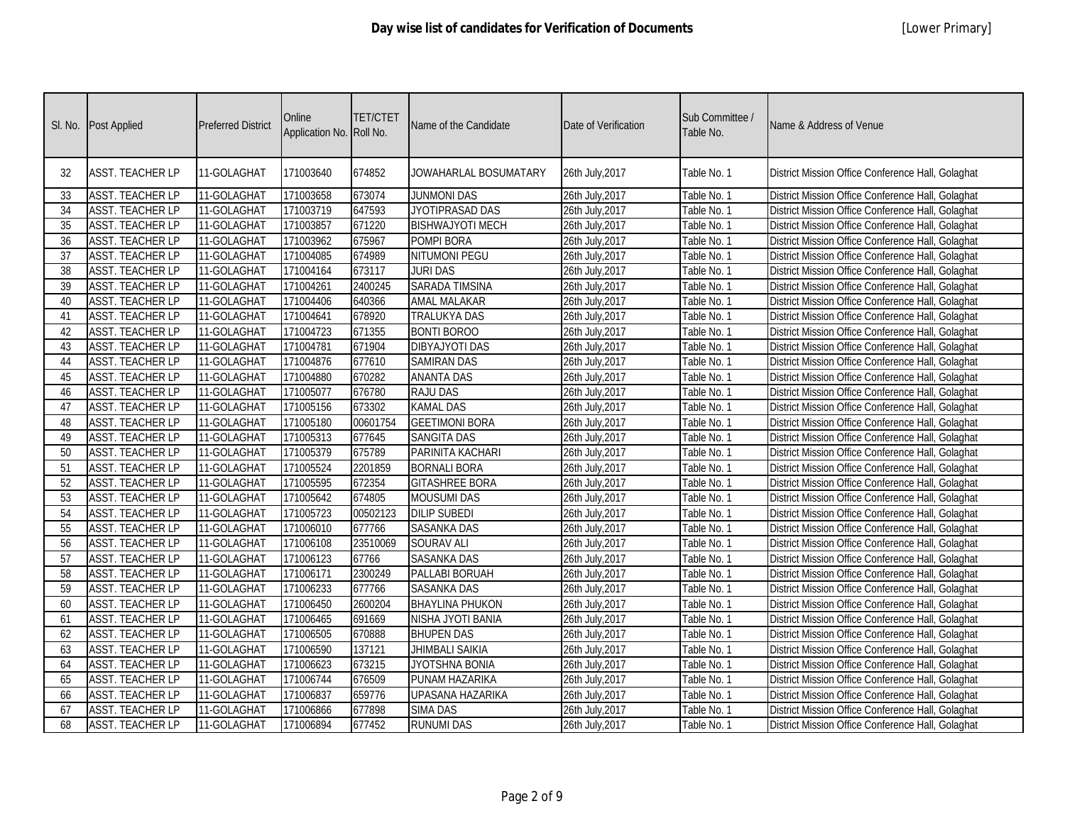| Sl. No. | Post Applied | Preferred District | Online Application No. | TET/CTET Roll No. | Name of the Candidate | Date of Verification | Sub Committee / Table No. | Name & Address of Venue |
|---|---|---|---|---|---|---|---|---|
| 32 | ASST. TEACHER LP | 11-GOLAGHAT | 171003640 | 674852 | JOWAHARLAL BOSUMATARY | 26th July,2017 | Table No. 1 | District Mission Office Conference Hall, Golaghat |
| 33 | ASST. TEACHER LP | 11-GOLAGHAT | 171003658 | 673074 | JUNMONI DAS | 26th July,2017 | Table No. 1 | District Mission Office Conference Hall, Golaghat |
| 34 | ASST. TEACHER LP | 11-GOLAGHAT | 171003719 | 647593 | JYOTIPRASAD DAS | 26th July,2017 | Table No. 1 | District Mission Office Conference Hall, Golaghat |
| 35 | ASST. TEACHER LP | 11-GOLAGHAT | 171003857 | 671220 | BISHWAJYOTI MECH | 26th July,2017 | Table No. 1 | District Mission Office Conference Hall, Golaghat |
| 36 | ASST. TEACHER LP | 11-GOLAGHAT | 171003962 | 675967 | POMPI BORA | 26th July,2017 | Table No. 1 | District Mission Office Conference Hall, Golaghat |
| 37 | ASST. TEACHER LP | 11-GOLAGHAT | 171004085 | 674989 | NITUMONI PEGU | 26th July,2017 | Table No. 1 | District Mission Office Conference Hall, Golaghat |
| 38 | ASST. TEACHER LP | 11-GOLAGHAT | 171004164 | 673117 | JURI DAS | 26th July,2017 | Table No. 1 | District Mission Office Conference Hall, Golaghat |
| 39 | ASST. TEACHER LP | 11-GOLAGHAT | 171004261 | 2400245 | SARADA TIMSINA | 26th July,2017 | Table No. 1 | District Mission Office Conference Hall, Golaghat |
| 40 | ASST. TEACHER LP | 11-GOLAGHAT | 171004406 | 640366 | AMAL MALAKAR | 26th July,2017 | Table No. 1 | District Mission Office Conference Hall, Golaghat |
| 41 | ASST. TEACHER LP | 11-GOLAGHAT | 171004641 | 678920 | TRALUKYA DAS | 26th July,2017 | Table No. 1 | District Mission Office Conference Hall, Golaghat |
| 42 | ASST. TEACHER LP | 11-GOLAGHAT | 171004723 | 671355 | BONTI BOROO | 26th July,2017 | Table No. 1 | District Mission Office Conference Hall, Golaghat |
| 43 | ASST. TEACHER LP | 11-GOLAGHAT | 171004781 | 671904 | DIBYAJYOTI DAS | 26th July,2017 | Table No. 1 | District Mission Office Conference Hall, Golaghat |
| 44 | ASST. TEACHER LP | 11-GOLAGHAT | 171004876 | 677610 | SAMIRAN DAS | 26th July,2017 | Table No. 1 | District Mission Office Conference Hall, Golaghat |
| 45 | ASST. TEACHER LP | 11-GOLAGHAT | 171004880 | 670282 | ANANTA DAS | 26th July,2017 | Table No. 1 | District Mission Office Conference Hall, Golaghat |
| 46 | ASST. TEACHER LP | 11-GOLAGHAT | 171005077 | 676780 | RAJU DAS | 26th July,2017 | Table No. 1 | District Mission Office Conference Hall, Golaghat |
| 47 | ASST. TEACHER LP | 11-GOLAGHAT | 171005156 | 673302 | KAMAL DAS | 26th July,2017 | Table No. 1 | District Mission Office Conference Hall, Golaghat |
| 48 | ASST. TEACHER LP | 11-GOLAGHAT | 171005180 | 00601754 | GEETIMONI BORA | 26th July,2017 | Table No. 1 | District Mission Office Conference Hall, Golaghat |
| 49 | ASST. TEACHER LP | 11-GOLAGHAT | 171005313 | 677645 | SANGITA DAS | 26th July,2017 | Table No. 1 | District Mission Office Conference Hall, Golaghat |
| 50 | ASST. TEACHER LP | 11-GOLAGHAT | 171005379 | 675789 | PARINITA KACHARI | 26th July,2017 | Table No. 1 | District Mission Office Conference Hall, Golaghat |
| 51 | ASST. TEACHER LP | 11-GOLAGHAT | 171005524 | 2201859 | BORNALI BORA | 26th July,2017 | Table No. 1 | District Mission Office Conference Hall, Golaghat |
| 52 | ASST. TEACHER LP | 11-GOLAGHAT | 171005595 | 672354 | GITASHREE BORA | 26th July,2017 | Table No. 1 | District Mission Office Conference Hall, Golaghat |
| 53 | ASST. TEACHER LP | 11-GOLAGHAT | 171005642 | 674805 | MOUSUMI DAS | 26th July,2017 | Table No. 1 | District Mission Office Conference Hall, Golaghat |
| 54 | ASST. TEACHER LP | 11-GOLAGHAT | 171005723 | 00502123 | DILIP SUBEDI | 26th July,2017 | Table No. 1 | District Mission Office Conference Hall, Golaghat |
| 55 | ASST. TEACHER LP | 11-GOLAGHAT | 171006010 | 677766 | SASANKA DAS | 26th July,2017 | Table No. 1 | District Mission Office Conference Hall, Golaghat |
| 56 | ASST. TEACHER LP | 11-GOLAGHAT | 171006108 | 23510069 | SOURAV ALI | 26th July,2017 | Table No. 1 | District Mission Office Conference Hall, Golaghat |
| 57 | ASST. TEACHER LP | 11-GOLAGHAT | 171006123 | 67766 | SASANKA DAS | 26th July,2017 | Table No. 1 | District Mission Office Conference Hall, Golaghat |
| 58 | ASST. TEACHER LP | 11-GOLAGHAT | 171006171 | 2300249 | PALLABI BORUAH | 26th July,2017 | Table No. 1 | District Mission Office Conference Hall, Golaghat |
| 59 | ASST. TEACHER LP | 11-GOLAGHAT | 171006233 | 677766 | SASANKA DAS | 26th July,2017 | Table No. 1 | District Mission Office Conference Hall, Golaghat |
| 60 | ASST. TEACHER LP | 11-GOLAGHAT | 171006450 | 2600204 | BHAYLINA PHUKON | 26th July,2017 | Table No. 1 | District Mission Office Conference Hall, Golaghat |
| 61 | ASST. TEACHER LP | 11-GOLAGHAT | 171006465 | 691669 | NISHA JYOTI BANIA | 26th July,2017 | Table No. 1 | District Mission Office Conference Hall, Golaghat |
| 62 | ASST. TEACHER LP | 11-GOLAGHAT | 171006505 | 670888 | BHUPEN DAS | 26th July,2017 | Table No. 1 | District Mission Office Conference Hall, Golaghat |
| 63 | ASST. TEACHER LP | 11-GOLAGHAT | 171006590 | 137121 | JHIMBALI SAIKIA | 26th July,2017 | Table No. 1 | District Mission Office Conference Hall, Golaghat |
| 64 | ASST. TEACHER LP | 11-GOLAGHAT | 171006623 | 673215 | JYOTSHNA BONIA | 26th July,2017 | Table No. 1 | District Mission Office Conference Hall, Golaghat |
| 65 | ASST. TEACHER LP | 11-GOLAGHAT | 171006744 | 676509 | PUNAM HAZARIKA | 26th July,2017 | Table No. 1 | District Mission Office Conference Hall, Golaghat |
| 66 | ASST. TEACHER LP | 11-GOLAGHAT | 171006837 | 659776 | UPASANA HAZARIKA | 26th July,2017 | Table No. 1 | District Mission Office Conference Hall, Golaghat |
| 67 | ASST. TEACHER LP | 11-GOLAGHAT | 171006866 | 677898 | SIMA DAS | 26th July,2017 | Table No. 1 | District Mission Office Conference Hall, Golaghat |
| 68 | ASST. TEACHER LP | 11-GOLAGHAT | 171006894 | 677452 | RUNUMI DAS | 26th July,2017 | Table No. 1 | District Mission Office Conference Hall, Golaghat |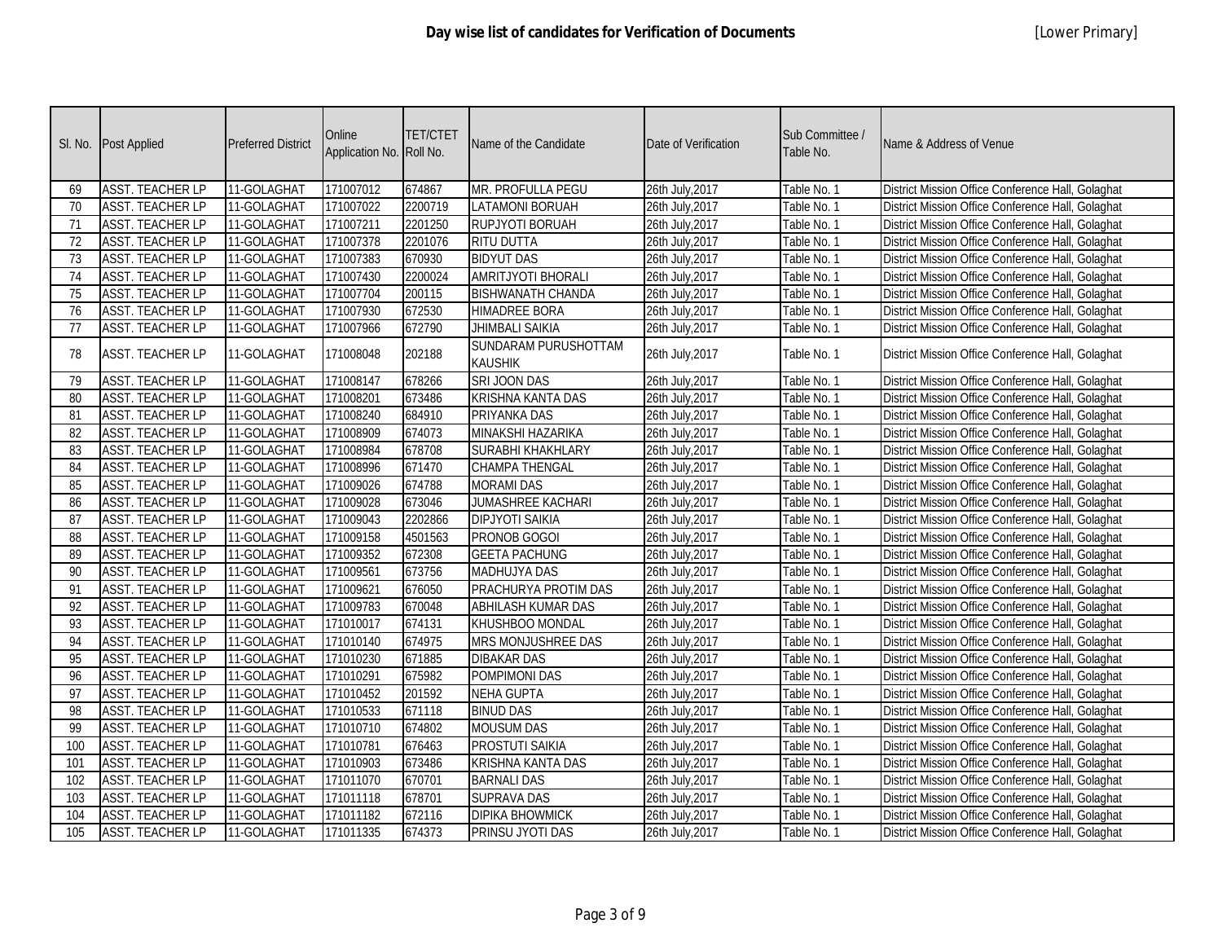# Day wise list of candidates for Verification of Documents

[Lower Primary]

| Sl. No. | Post Applied | Preferred District | Online Application No. | TET/CTET Roll No. | Name of the Candidate | Date of Verification | Sub Committee / Table No. | Name & Address of Venue |
|---|---|---|---|---|---|---|---|---|
| 69 | ASST. TEACHER LP | 11-GOLAGHAT | 171007012 | 674867 | MR. PROFULLA PEGU | 26th July,2017 | Table No. 1 | District Mission Office Conference Hall, Golaghat |
| 70 | ASST. TEACHER LP | 11-GOLAGHAT | 171007022 | 2200719 | LATAMONI BORUAH | 26th July,2017 | Table No. 1 | District Mission Office Conference Hall, Golaghat |
| 71 | ASST. TEACHER LP | 11-GOLAGHAT | 171007211 | 2201250 | RUPJYOTI BORUAH | 26th July,2017 | Table No. 1 | District Mission Office Conference Hall, Golaghat |
| 72 | ASST. TEACHER LP | 11-GOLAGHAT | 171007378 | 2201076 | RITU DUTTA | 26th July,2017 | Table No. 1 | District Mission Office Conference Hall, Golaghat |
| 73 | ASST. TEACHER LP | 11-GOLAGHAT | 171007383 | 670930 | BIDYUT DAS | 26th July,2017 | Table No. 1 | District Mission Office Conference Hall, Golaghat |
| 74 | ASST. TEACHER LP | 11-GOLAGHAT | 171007430 | 2200024 | AMRITJYOTI BHORALI | 26th July,2017 | Table No. 1 | District Mission Office Conference Hall, Golaghat |
| 75 | ASST. TEACHER LP | 11-GOLAGHAT | 171007704 | 200115 | BISHWANATH CHANDA | 26th July,2017 | Table No. 1 | District Mission Office Conference Hall, Golaghat |
| 76 | ASST. TEACHER LP | 11-GOLAGHAT | 171007930 | 672530 | HIMADREE BORA | 26th July,2017 | Table No. 1 | District Mission Office Conference Hall, Golaghat |
| 77 | ASST. TEACHER LP | 11-GOLAGHAT | 171007966 | 672790 | JHIMBALI SAIKIA | 26th July,2017 | Table No. 1 | District Mission Office Conference Hall, Golaghat |
| 78 | ASST. TEACHER LP | 11-GOLAGHAT | 171008048 | 202188 | SUNDARAM PURUSHOTTAM KAUSHIK | 26th July,2017 | Table No. 1 | District Mission Office Conference Hall, Golaghat |
| 79 | ASST. TEACHER LP | 11-GOLAGHAT | 171008147 | 678266 | SRI JOON DAS | 26th July,2017 | Table No. 1 | District Mission Office Conference Hall, Golaghat |
| 80 | ASST. TEACHER LP | 11-GOLAGHAT | 171008201 | 673486 | KRISHNA KANTA DAS | 26th July,2017 | Table No. 1 | District Mission Office Conference Hall, Golaghat |
| 81 | ASST. TEACHER LP | 11-GOLAGHAT | 171008240 | 684910 | PRIYANKA DAS | 26th July,2017 | Table No. 1 | District Mission Office Conference Hall, Golaghat |
| 82 | ASST. TEACHER LP | 11-GOLAGHAT | 171008909 | 674073 | MINAKSHI HAZARIKA | 26th July,2017 | Table No. 1 | District Mission Office Conference Hall, Golaghat |
| 83 | ASST. TEACHER LP | 11-GOLAGHAT | 171008984 | 678708 | SURABHI KHAKHLARY | 26th July,2017 | Table No. 1 | District Mission Office Conference Hall, Golaghat |
| 84 | ASST. TEACHER LP | 11-GOLAGHAT | 171008996 | 671470 | CHAMPA THENGAL | 26th July,2017 | Table No. 1 | District Mission Office Conference Hall, Golaghat |
| 85 | ASST. TEACHER LP | 11-GOLAGHAT | 171009026 | 674788 | MORAMI DAS | 26th July,2017 | Table No. 1 | District Mission Office Conference Hall, Golaghat |
| 86 | ASST. TEACHER LP | 11-GOLAGHAT | 171009028 | 673046 | JUMASHREE KACHARI | 26th July,2017 | Table No. 1 | District Mission Office Conference Hall, Golaghat |
| 87 | ASST. TEACHER LP | 11-GOLAGHAT | 171009043 | 2202866 | DIPJYOTI SAIKIA | 26th July,2017 | Table No. 1 | District Mission Office Conference Hall, Golaghat |
| 88 | ASST. TEACHER LP | 11-GOLAGHAT | 171009158 | 4501563 | PRONOB GOGOI | 26th July,2017 | Table No. 1 | District Mission Office Conference Hall, Golaghat |
| 89 | ASST. TEACHER LP | 11-GOLAGHAT | 171009352 | 672308 | GEETA PACHUNG | 26th July,2017 | Table No. 1 | District Mission Office Conference Hall, Golaghat |
| 90 | ASST. TEACHER LP | 11-GOLAGHAT | 171009561 | 673756 | MADHUJYA DAS | 26th July,2017 | Table No. 1 | District Mission Office Conference Hall, Golaghat |
| 91 | ASST. TEACHER LP | 11-GOLAGHAT | 171009621 | 676050 | PRACHURYA PROTIM DAS | 26th July,2017 | Table No. 1 | District Mission Office Conference Hall, Golaghat |
| 92 | ASST. TEACHER LP | 11-GOLAGHAT | 171009783 | 670048 | ABHILASH KUMAR DAS | 26th July,2017 | Table No. 1 | District Mission Office Conference Hall, Golaghat |
| 93 | ASST. TEACHER LP | 11-GOLAGHAT | 171010017 | 674131 | KHUSHBOO MONDAL | 26th July,2017 | Table No. 1 | District Mission Office Conference Hall, Golaghat |
| 94 | ASST. TEACHER LP | 11-GOLAGHAT | 171010140 | 674975 | MRS MONJUSHREE DAS | 26th July,2017 | Table No. 1 | District Mission Office Conference Hall, Golaghat |
| 95 | ASST. TEACHER LP | 11-GOLAGHAT | 171010230 | 671885 | DIBAKAR DAS | 26th July,2017 | Table No. 1 | District Mission Office Conference Hall, Golaghat |
| 96 | ASST. TEACHER LP | 11-GOLAGHAT | 171010291 | 675982 | POMPIMONI DAS | 26th July,2017 | Table No. 1 | District Mission Office Conference Hall, Golaghat |
| 97 | ASST. TEACHER LP | 11-GOLAGHAT | 171010452 | 201592 | NEHA GUPTA | 26th July,2017 | Table No. 1 | District Mission Office Conference Hall, Golaghat |
| 98 | ASST. TEACHER LP | 11-GOLAGHAT | 171010533 | 671118 | BINUD DAS | 26th July,2017 | Table No. 1 | District Mission Office Conference Hall, Golaghat |
| 99 | ASST. TEACHER LP | 11-GOLAGHAT | 171010710 | 674802 | MOUSUM DAS | 26th July,2017 | Table No. 1 | District Mission Office Conference Hall, Golaghat |
| 100 | ASST. TEACHER LP | 11-GOLAGHAT | 171010781 | 676463 | PROSTUTI SAIKIA | 26th July,2017 | Table No. 1 | District Mission Office Conference Hall, Golaghat |
| 101 | ASST. TEACHER LP | 11-GOLAGHAT | 171010903 | 673486 | KRISHNA KANTA DAS | 26th July,2017 | Table No. 1 | District Mission Office Conference Hall, Golaghat |
| 102 | ASST. TEACHER LP | 11-GOLAGHAT | 171011070 | 670701 | BARNALI DAS | 26th July,2017 | Table No. 1 | District Mission Office Conference Hall, Golaghat |
| 103 | ASST. TEACHER LP | 11-GOLAGHAT | 171011118 | 678701 | SUPRAVA DAS | 26th July,2017 | Table No. 1 | District Mission Office Conference Hall, Golaghat |
| 104 | ASST. TEACHER LP | 11-GOLAGHAT | 171011182 | 672116 | DIPIKA BHOWMICK | 26th July,2017 | Table No. 1 | District Mission Office Conference Hall, Golaghat |
| 105 | ASST. TEACHER LP | 11-GOLAGHAT | 171011335 | 674373 | PRINSU JYOTI DAS | 26th July,2017 | Table No. 1 | District Mission Office Conference Hall, Golaghat |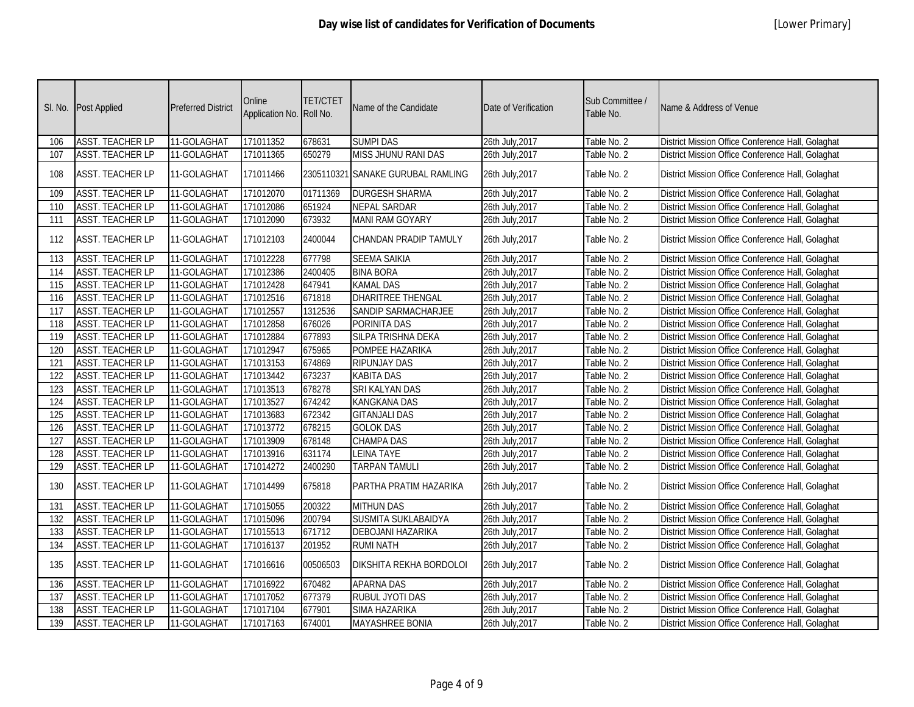# Day wise list of candidates for Verification of Documents

[Lower Primary]

| Sl. No. | Post Applied | Preferred District | Online Application No. | TET/CTET Roll No. | Name of the Candidate | Date of Verification | Sub Committee / Table No. | Name & Address of Venue |
|---|---|---|---|---|---|---|---|---|
| 106 | ASST. TEACHER LP | 11-GOLAGHAT | 171011352 | 678631 | SUMPI DAS | 26th July,2017 | Table No. 2 | District Mission Office Conference Hall, Golaghat |
| 107 | ASST. TEACHER LP | 11-GOLAGHAT | 171011365 | 650279 | MISS JHUNU RANI DAS | 26th July,2017 | Table No. 2 | District Mission Office Conference Hall, Golaghat |
| 108 | ASST. TEACHER LP | 11-GOLAGHAT | 171011466 | 2305110321 | SANAKE GURUBAL RAMLING | 26th July,2017 | Table No. 2 | District Mission Office Conference Hall, Golaghat |
| 109 | ASST. TEACHER LP | 11-GOLAGHAT | 171012070 | 01711369 | DURGESH SHARMA | 26th July,2017 | Table No. 2 | District Mission Office Conference Hall, Golaghat |
| 110 | ASST. TEACHER LP | 11-GOLAGHAT | 171012086 | 651924 | NEPAL SARDAR | 26th July,2017 | Table No. 2 | District Mission Office Conference Hall, Golaghat |
| 111 | ASST. TEACHER LP | 11-GOLAGHAT | 171012090 | 673932 | MANI RAM GOYARY | 26th July,2017 | Table No. 2 | District Mission Office Conference Hall, Golaghat |
| 112 | ASST. TEACHER LP | 11-GOLAGHAT | 171012103 | 2400044 | CHANDAN PRADIP TAMULY | 26th July,2017 | Table No. 2 | District Mission Office Conference Hall, Golaghat |
| 113 | ASST. TEACHER LP | 11-GOLAGHAT | 171012228 | 677798 | SEEMA SAIKIA | 26th July,2017 | Table No. 2 | District Mission Office Conference Hall, Golaghat |
| 114 | ASST. TEACHER LP | 11-GOLAGHAT | 171012386 | 2400405 | BINA BORA | 26th July,2017 | Table No. 2 | District Mission Office Conference Hall, Golaghat |
| 115 | ASST. TEACHER LP | 11-GOLAGHAT | 171012428 | 647941 | KAMAL DAS | 26th July,2017 | Table No. 2 | District Mission Office Conference Hall, Golaghat |
| 116 | ASST. TEACHER LP | 11-GOLAGHAT | 171012516 | 671818 | DHARITREE THENGAL | 26th July,2017 | Table No. 2 | District Mission Office Conference Hall, Golaghat |
| 117 | ASST. TEACHER LP | 11-GOLAGHAT | 171012557 | 1312536 | SANDIP SARMACHARJEE | 26th July,2017 | Table No. 2 | District Mission Office Conference Hall, Golaghat |
| 118 | ASST. TEACHER LP | 11-GOLAGHAT | 171012858 | 676026 | PORINITA DAS | 26th July,2017 | Table No. 2 | District Mission Office Conference Hall, Golaghat |
| 119 | ASST. TEACHER LP | 11-GOLAGHAT | 171012884 | 677893 | SILPA TRISHNA DEKA | 26th July,2017 | Table No. 2 | District Mission Office Conference Hall, Golaghat |
| 120 | ASST. TEACHER LP | 11-GOLAGHAT | 171012947 | 675965 | POMPEE HAZARIKA | 26th July,2017 | Table No. 2 | District Mission Office Conference Hall, Golaghat |
| 121 | ASST. TEACHER LP | 11-GOLAGHAT | 171013153 | 674869 | RIPUNJAY DAS | 26th July,2017 | Table No. 2 | District Mission Office Conference Hall, Golaghat |
| 122 | ASST. TEACHER LP | 11-GOLAGHAT | 171013442 | 673237 | KABITA DAS | 26th July,2017 | Table No. 2 | District Mission Office Conference Hall, Golaghat |
| 123 | ASST. TEACHER LP | 11-GOLAGHAT | 171013513 | 678278 | SRI KALYAN DAS | 26th July,2017 | Table No. 2 | District Mission Office Conference Hall, Golaghat |
| 124 | ASST. TEACHER LP | 11-GOLAGHAT | 171013527 | 674242 | KANGKANA DAS | 26th July,2017 | Table No. 2 | District Mission Office Conference Hall, Golaghat |
| 125 | ASST. TEACHER LP | 11-GOLAGHAT | 171013683 | 672342 | GITANJALI DAS | 26th July,2017 | Table No. 2 | District Mission Office Conference Hall, Golaghat |
| 126 | ASST. TEACHER LP | 11-GOLAGHAT | 171013772 | 678215 | GOLOK DAS | 26th July,2017 | Table No. 2 | District Mission Office Conference Hall, Golaghat |
| 127 | ASST. TEACHER LP | 11-GOLAGHAT | 171013909 | 678148 | CHAMPA DAS | 26th July,2017 | Table No. 2 | District Mission Office Conference Hall, Golaghat |
| 128 | ASST. TEACHER LP | 11-GOLAGHAT | 171013916 | 631174 | LEINA TAYE | 26th July,2017 | Table No. 2 | District Mission Office Conference Hall, Golaghat |
| 129 | ASST. TEACHER LP | 11-GOLAGHAT | 171014272 | 2400290 | TARPAN TAMULI | 26th July,2017 | Table No. 2 | District Mission Office Conference Hall, Golaghat |
| 130 | ASST. TEACHER LP | 11-GOLAGHAT | 171014499 | 675818 | PARTHA PRATIM HAZARIKA | 26th July,2017 | Table No. 2 | District Mission Office Conference Hall, Golaghat |
| 131 | ASST. TEACHER LP | 11-GOLAGHAT | 171015055 | 200322 | MITHUN DAS | 26th July,2017 | Table No. 2 | District Mission Office Conference Hall, Golaghat |
| 132 | ASST. TEACHER LP | 11-GOLAGHAT | 171015096 | 200794 | SUSMITA SUKLABAIDYA | 26th July,2017 | Table No. 2 | District Mission Office Conference Hall, Golaghat |
| 133 | ASST. TEACHER LP | 11-GOLAGHAT | 171015513 | 671712 | DEBOJANI HAZARIKA | 26th July,2017 | Table No. 2 | District Mission Office Conference Hall, Golaghat |
| 134 | ASST. TEACHER LP | 11-GOLAGHAT | 171016137 | 201952 | RUMI NATH | 26th July,2017 | Table No. 2 | District Mission Office Conference Hall, Golaghat |
| 135 | ASST. TEACHER LP | 11-GOLAGHAT | 171016616 | 00506503 | DIKSHITA REKHA BORDOLOI | 26th July,2017 | Table No. 2 | District Mission Office Conference Hall, Golaghat |
| 136 | ASST. TEACHER LP | 11-GOLAGHAT | 171016922 | 670482 | APARNA DAS | 26th July,2017 | Table No. 2 | District Mission Office Conference Hall, Golaghat |
| 137 | ASST. TEACHER LP | 11-GOLAGHAT | 171017052 | 677379 | RUBUL JYOTI DAS | 26th July,2017 | Table No. 2 | District Mission Office Conference Hall, Golaghat |
| 138 | ASST. TEACHER LP | 11-GOLAGHAT | 171017104 | 677901 | SIMA HAZARIKA | 26th July,2017 | Table No. 2 | District Mission Office Conference Hall, Golaghat |
| 139 | ASST. TEACHER LP | 11-GOLAGHAT | 171017163 | 674001 | MAYASHREE BONIA | 26th July,2017 | Table No. 2 | District Mission Office Conference Hall, Golaghat |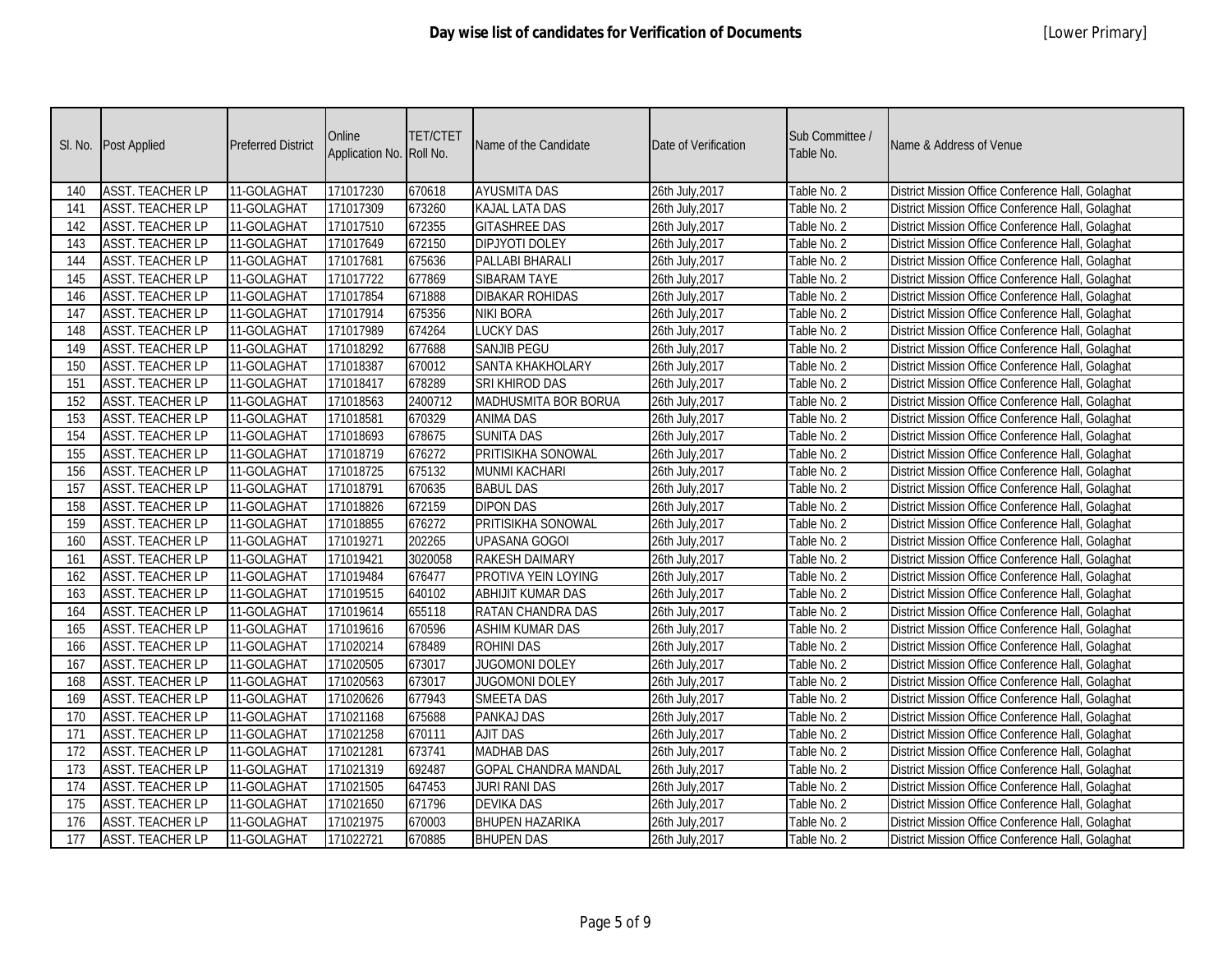# Day wise list of candidates for Verification of Documents

[Lower Primary]

| Sl. No. | Post Applied | Preferred District | Online Application No. | TET/CTET Roll No. | Name of the Candidate | Date of Verification | Sub Committee / Table No. | Name & Address of Venue |
|---|---|---|---|---|---|---|---|---|
| 140 | ASST. TEACHER LP | 11-GOLAGHAT | 171017230 | 670618 | AYUSMITA DAS | 26th July,2017 | Table No. 2 | District Mission Office Conference Hall, Golaghat |
| 141 | ASST. TEACHER LP | 11-GOLAGHAT | 171017309 | 673260 | KAJAL LATA DAS | 26th July,2017 | Table No. 2 | District Mission Office Conference Hall, Golaghat |
| 142 | ASST. TEACHER LP | 11-GOLAGHAT | 171017510 | 672355 | GITASHREE DAS | 26th July,2017 | Table No. 2 | District Mission Office Conference Hall, Golaghat |
| 143 | ASST. TEACHER LP | 11-GOLAGHAT | 171017649 | 672150 | DIPJYOTI DOLEY | 26th July,2017 | Table No. 2 | District Mission Office Conference Hall, Golaghat |
| 144 | ASST. TEACHER LP | 11-GOLAGHAT | 171017681 | 675636 | PALLABI BHARALI | 26th July,2017 | Table No. 2 | District Mission Office Conference Hall, Golaghat |
| 145 | ASST. TEACHER LP | 11-GOLAGHAT | 171017722 | 677869 | SIBARAM TAYE | 26th July,2017 | Table No. 2 | District Mission Office Conference Hall, Golaghat |
| 146 | ASST. TEACHER LP | 11-GOLAGHAT | 171017854 | 671888 | DIBAKAR ROHIDAS | 26th July,2017 | Table No. 2 | District Mission Office Conference Hall, Golaghat |
| 147 | ASST. TEACHER LP | 11-GOLAGHAT | 171017914 | 675356 | NIKI BORA | 26th July,2017 | Table No. 2 | District Mission Office Conference Hall, Golaghat |
| 148 | ASST. TEACHER LP | 11-GOLAGHAT | 171017989 | 674264 | LUCKY DAS | 26th July,2017 | Table No. 2 | District Mission Office Conference Hall, Golaghat |
| 149 | ASST. TEACHER LP | 11-GOLAGHAT | 171018292 | 677688 | SANJIB PEGU | 26th July,2017 | Table No. 2 | District Mission Office Conference Hall, Golaghat |
| 150 | ASST. TEACHER LP | 11-GOLAGHAT | 171018387 | 670012 | SANTA KHAKHOLARY | 26th July,2017 | Table No. 2 | District Mission Office Conference Hall, Golaghat |
| 151 | ASST. TEACHER LP | 11-GOLAGHAT | 171018417 | 678289 | SRI KHIROD DAS | 26th July,2017 | Table No. 2 | District Mission Office Conference Hall, Golaghat |
| 152 | ASST. TEACHER LP | 11-GOLAGHAT | 171018563 | 2400712 | MADHUSMITA BOR BORUA | 26th July,2017 | Table No. 2 | District Mission Office Conference Hall, Golaghat |
| 153 | ASST. TEACHER LP | 11-GOLAGHAT | 171018581 | 670329 | ANIMA DAS | 26th July,2017 | Table No. 2 | District Mission Office Conference Hall, Golaghat |
| 154 | ASST. TEACHER LP | 11-GOLAGHAT | 171018693 | 678675 | SUNITA DAS | 26th July,2017 | Table No. 2 | District Mission Office Conference Hall, Golaghat |
| 155 | ASST. TEACHER LP | 11-GOLAGHAT | 171018719 | 676272 | PRITISIKHA SONOWAL | 26th July,2017 | Table No. 2 | District Mission Office Conference Hall, Golaghat |
| 156 | ASST. TEACHER LP | 11-GOLAGHAT | 171018725 | 675132 | MUNMI KACHARI | 26th July,2017 | Table No. 2 | District Mission Office Conference Hall, Golaghat |
| 157 | ASST. TEACHER LP | 11-GOLAGHAT | 171018791 | 670635 | BABUL DAS | 26th July,2017 | Table No. 2 | District Mission Office Conference Hall, Golaghat |
| 158 | ASST. TEACHER LP | 11-GOLAGHAT | 171018826 | 672159 | DIPON DAS | 26th July,2017 | Table No. 2 | District Mission Office Conference Hall, Golaghat |
| 159 | ASST. TEACHER LP | 11-GOLAGHAT | 171018855 | 676272 | PRITISIKHA SONOWAL | 26th July,2017 | Table No. 2 | District Mission Office Conference Hall, Golaghat |
| 160 | ASST. TEACHER LP | 11-GOLAGHAT | 171019271 | 202265 | UPASANA GOGOI | 26th July,2017 | Table No. 2 | District Mission Office Conference Hall, Golaghat |
| 161 | ASST. TEACHER LP | 11-GOLAGHAT | 171019421 | 3020058 | RAKESH DAIMARY | 26th July,2017 | Table No. 2 | District Mission Office Conference Hall, Golaghat |
| 162 | ASST. TEACHER LP | 11-GOLAGHAT | 171019484 | 676477 | PROTIVA YEIN LOYING | 26th July,2017 | Table No. 2 | District Mission Office Conference Hall, Golaghat |
| 163 | ASST. TEACHER LP | 11-GOLAGHAT | 171019515 | 640102 | ABHIJIT KUMAR DAS | 26th July,2017 | Table No. 2 | District Mission Office Conference Hall, Golaghat |
| 164 | ASST. TEACHER LP | 11-GOLAGHAT | 171019614 | 655118 | RATAN CHANDRA DAS | 26th July,2017 | Table No. 2 | District Mission Office Conference Hall, Golaghat |
| 165 | ASST. TEACHER LP | 11-GOLAGHAT | 171019616 | 670596 | ASHIM KUMAR DAS | 26th July,2017 | Table No. 2 | District Mission Office Conference Hall, Golaghat |
| 166 | ASST. TEACHER LP | 11-GOLAGHAT | 171020214 | 678489 | ROHINI DAS | 26th July,2017 | Table No. 2 | District Mission Office Conference Hall, Golaghat |
| 167 | ASST. TEACHER LP | 11-GOLAGHAT | 171020505 | 673017 | JUGOMONI DOLEY | 26th July,2017 | Table No. 2 | District Mission Office Conference Hall, Golaghat |
| 168 | ASST. TEACHER LP | 11-GOLAGHAT | 171020563 | 673017 | JUGOMONI DOLEY | 26th July,2017 | Table No. 2 | District Mission Office Conference Hall, Golaghat |
| 169 | ASST. TEACHER LP | 11-GOLAGHAT | 171020626 | 677943 | SMEETA DAS | 26th July,2017 | Table No. 2 | District Mission Office Conference Hall, Golaghat |
| 170 | ASST. TEACHER LP | 11-GOLAGHAT | 171021168 | 675688 | PANKAJ DAS | 26th July,2017 | Table No. 2 | District Mission Office Conference Hall, Golaghat |
| 171 | ASST. TEACHER LP | 11-GOLAGHAT | 171021258 | 670111 | AJIT DAS | 26th July,2017 | Table No. 2 | District Mission Office Conference Hall, Golaghat |
| 172 | ASST. TEACHER LP | 11-GOLAGHAT | 171021281 | 673741 | MADHAB DAS | 26th July,2017 | Table No. 2 | District Mission Office Conference Hall, Golaghat |
| 173 | ASST. TEACHER LP | 11-GOLAGHAT | 171021319 | 692487 | GOPAL CHANDRA MANDAL | 26th July,2017 | Table No. 2 | District Mission Office Conference Hall, Golaghat |
| 174 | ASST. TEACHER LP | 11-GOLAGHAT | 171021505 | 647453 | JURI RANI DAS | 26th July,2017 | Table No. 2 | District Mission Office Conference Hall, Golaghat |
| 175 | ASST. TEACHER LP | 11-GOLAGHAT | 171021650 | 671796 | DEVIKA DAS | 26th July,2017 | Table No. 2 | District Mission Office Conference Hall, Golaghat |
| 176 | ASST. TEACHER LP | 11-GOLAGHAT | 171021975 | 670003 | BHUPEN HAZARIKA | 26th July,2017 | Table No. 2 | District Mission Office Conference Hall, Golaghat |
| 177 | ASST. TEACHER LP | 11-GOLAGHAT | 171022721 | 670885 | BHUPEN DAS | 26th July,2017 | Table No. 2 | District Mission Office Conference Hall, Golaghat |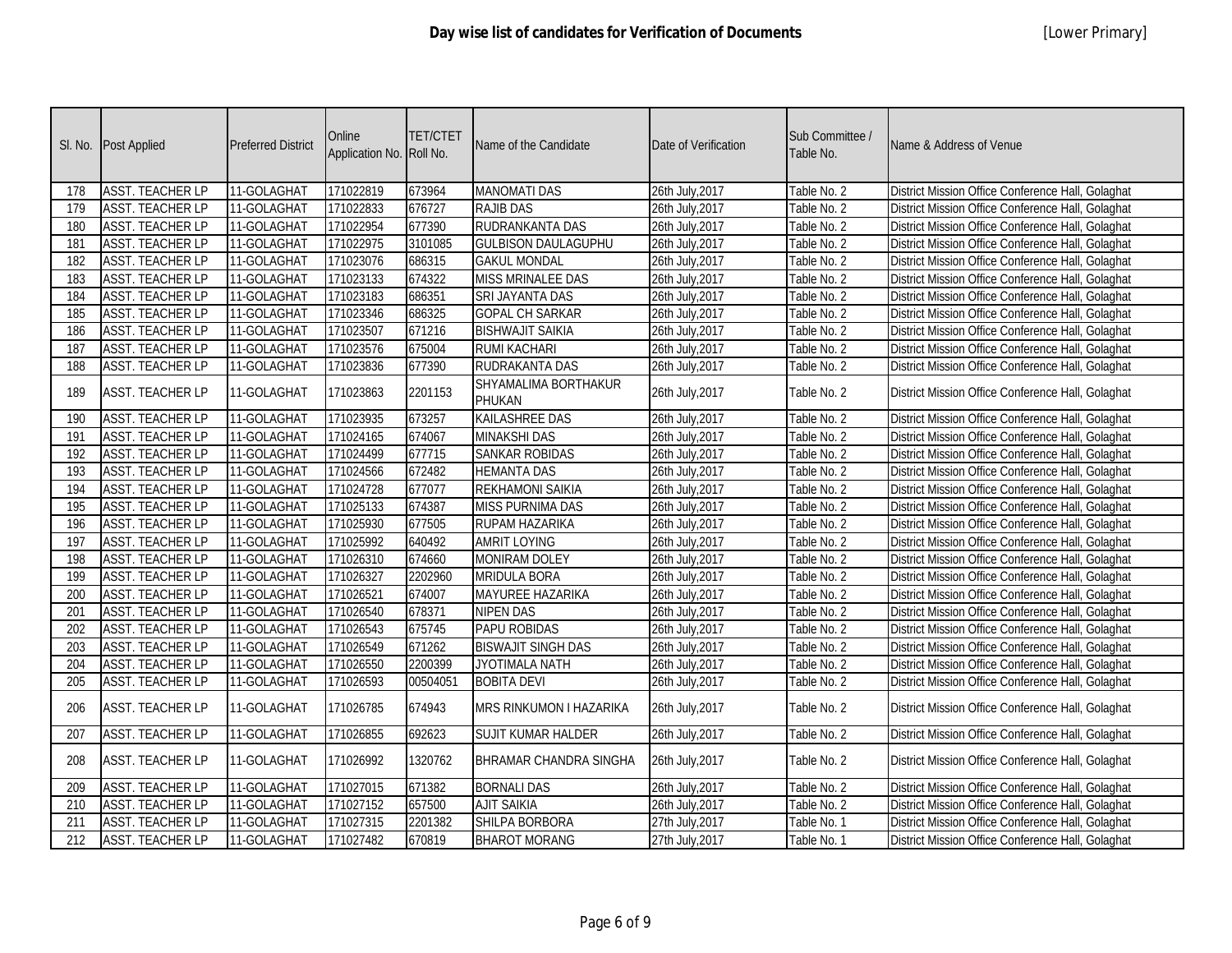# Day wise list of candidates for Verification of Documents

[Lower Primary]

| Sl. No. | Post Applied | Preferred District | Online Application No. | TET/CTET Roll No. | Name of the Candidate | Date of Verification | Sub Committee / Table No. | Name & Address of Venue |
|---|---|---|---|---|---|---|---|---|
| 178 | ASST. TEACHER LP | 11-GOLAGHAT | 171022819 | 673964 | MANOMATI DAS | 26th July,2017 | Table No. 2 | District Mission Office Conference Hall, Golaghat |
| 179 | ASST. TEACHER LP | 11-GOLAGHAT | 171022833 | 676727 | RAJIB DAS | 26th July,2017 | Table No. 2 | District Mission Office Conference Hall, Golaghat |
| 180 | ASST. TEACHER LP | 11-GOLAGHAT | 171022954 | 677390 | RUDRANKANTA DAS | 26th July,2017 | Table No. 2 | District Mission Office Conference Hall, Golaghat |
| 181 | ASST. TEACHER LP | 11-GOLAGHAT | 171022975 | 3101085 | GULBISON DAULAGUPHU | 26th July,2017 | Table No. 2 | District Mission Office Conference Hall, Golaghat |
| 182 | ASST. TEACHER LP | 11-GOLAGHAT | 171023076 | 686315 | GAKUL MONDAL | 26th July,2017 | Table No. 2 | District Mission Office Conference Hall, Golaghat |
| 183 | ASST. TEACHER LP | 11-GOLAGHAT | 171023133 | 674322 | MISS MRINALEE DAS | 26th July,2017 | Table No. 2 | District Mission Office Conference Hall, Golaghat |
| 184 | ASST. TEACHER LP | 11-GOLAGHAT | 171023183 | 686351 | SRI JAYANTA DAS | 26th July,2017 | Table No. 2 | District Mission Office Conference Hall, Golaghat |
| 185 | ASST. TEACHER LP | 11-GOLAGHAT | 171023346 | 686325 | GOPAL CH SARKAR | 26th July,2017 | Table No. 2 | District Mission Office Conference Hall, Golaghat |
| 186 | ASST. TEACHER LP | 11-GOLAGHAT | 171023507 | 671216 | BISHWAJIT SAIKIA | 26th July,2017 | Table No. 2 | District Mission Office Conference Hall, Golaghat |
| 187 | ASST. TEACHER LP | 11-GOLAGHAT | 171023576 | 675004 | RUMI KACHARI | 26th July,2017 | Table No. 2 | District Mission Office Conference Hall, Golaghat |
| 188 | ASST. TEACHER LP | 11-GOLAGHAT | 171023836 | 677390 | RUDRAKANTA DAS | 26th July,2017 | Table No. 2 | District Mission Office Conference Hall, Golaghat |
| 189 | ASST. TEACHER LP | 11-GOLAGHAT | 171023863 | 2201153 | SHYAMALIMA BORTHAKUR PHUKAN | 26th July,2017 | Table No. 2 | District Mission Office Conference Hall, Golaghat |
| 190 | ASST. TEACHER LP | 11-GOLAGHAT | 171023935 | 673257 | KAILASHREE DAS | 26th July,2017 | Table No. 2 | District Mission Office Conference Hall, Golaghat |
| 191 | ASST. TEACHER LP | 11-GOLAGHAT | 171024165 | 674067 | MINAKSHI DAS | 26th July,2017 | Table No. 2 | District Mission Office Conference Hall, Golaghat |
| 192 | ASST. TEACHER LP | 11-GOLAGHAT | 171024499 | 677715 | SANKAR ROBIDAS | 26th July,2017 | Table No. 2 | District Mission Office Conference Hall, Golaghat |
| 193 | ASST. TEACHER LP | 11-GOLAGHAT | 171024566 | 672482 | HEMANTA DAS | 26th July,2017 | Table No. 2 | District Mission Office Conference Hall, Golaghat |
| 194 | ASST. TEACHER LP | 11-GOLAGHAT | 171024728 | 677077 | REKHAMONI SAIKIA | 26th July,2017 | Table No. 2 | District Mission Office Conference Hall, Golaghat |
| 195 | ASST. TEACHER LP | 11-GOLAGHAT | 171025133 | 674387 | MISS PURNIMA DAS | 26th July,2017 | Table No. 2 | District Mission Office Conference Hall, Golaghat |
| 196 | ASST. TEACHER LP | 11-GOLAGHAT | 171025930 | 677505 | RUPAM HAZARIKA | 26th July,2017 | Table No. 2 | District Mission Office Conference Hall, Golaghat |
| 197 | ASST. TEACHER LP | 11-GOLAGHAT | 171025992 | 640492 | AMRIT LOYING | 26th July,2017 | Table No. 2 | District Mission Office Conference Hall, Golaghat |
| 198 | ASST. TEACHER LP | 11-GOLAGHAT | 171026310 | 674660 | MONIRAM DOLEY | 26th July,2017 | Table No. 2 | District Mission Office Conference Hall, Golaghat |
| 199 | ASST. TEACHER LP | 11-GOLAGHAT | 171026327 | 2202960 | MRIDULA BORA | 26th July,2017 | Table No. 2 | District Mission Office Conference Hall, Golaghat |
| 200 | ASST. TEACHER LP | 11-GOLAGHAT | 171026521 | 674007 | MAYUREE HAZARIKA | 26th July,2017 | Table No. 2 | District Mission Office Conference Hall, Golaghat |
| 201 | ASST. TEACHER LP | 11-GOLAGHAT | 171026540 | 678371 | NIPEN DAS | 26th July,2017 | Table No. 2 | District Mission Office Conference Hall, Golaghat |
| 202 | ASST. TEACHER LP | 11-GOLAGHAT | 171026543 | 675745 | PAPU ROBIDAS | 26th July,2017 | Table No. 2 | District Mission Office Conference Hall, Golaghat |
| 203 | ASST. TEACHER LP | 11-GOLAGHAT | 171026549 | 671262 | BISWAJIT SINGH DAS | 26th July,2017 | Table No. 2 | District Mission Office Conference Hall, Golaghat |
| 204 | ASST. TEACHER LP | 11-GOLAGHAT | 171026550 | 2200399 | JYOTIMALA NATH | 26th July,2017 | Table No. 2 | District Mission Office Conference Hall, Golaghat |
| 205 | ASST. TEACHER LP | 11-GOLAGHAT | 171026593 | 00504051 | BOBITA DEVI | 26th July,2017 | Table No. 2 | District Mission Office Conference Hall, Golaghat |
| 206 | ASST. TEACHER LP | 11-GOLAGHAT | 171026785 | 674943 | MRS RINKUMON I HAZARIKA | 26th July,2017 | Table No. 2 | District Mission Office Conference Hall, Golaghat |
| 207 | ASST. TEACHER LP | 11-GOLAGHAT | 171026855 | 692623 | SUJIT KUMAR HALDER | 26th July,2017 | Table No. 2 | District Mission Office Conference Hall, Golaghat |
| 208 | ASST. TEACHER LP | 11-GOLAGHAT | 171026992 | 1320762 | BHRAMAR CHANDRA SINGHA | 26th July,2017 | Table No. 2 | District Mission Office Conference Hall, Golaghat |
| 209 | ASST. TEACHER LP | 11-GOLAGHAT | 171027015 | 671382 | BORNALI DAS | 26th July,2017 | Table No. 2 | District Mission Office Conference Hall, Golaghat |
| 210 | ASST. TEACHER LP | 11-GOLAGHAT | 171027152 | 657500 | AJIT SAIKIA | 26th July,2017 | Table No. 2 | District Mission Office Conference Hall, Golaghat |
| 211 | ASST. TEACHER LP | 11-GOLAGHAT | 171027315 | 2201382 | SHILPA BORBORA | 27th July,2017 | Table No. 1 | District Mission Office Conference Hall, Golaghat |
| 212 | ASST. TEACHER LP | 11-GOLAGHAT | 171027482 | 670819 | BHAROT MORANG | 27th July,2017 | Table No. 1 | District Mission Office Conference Hall, Golaghat |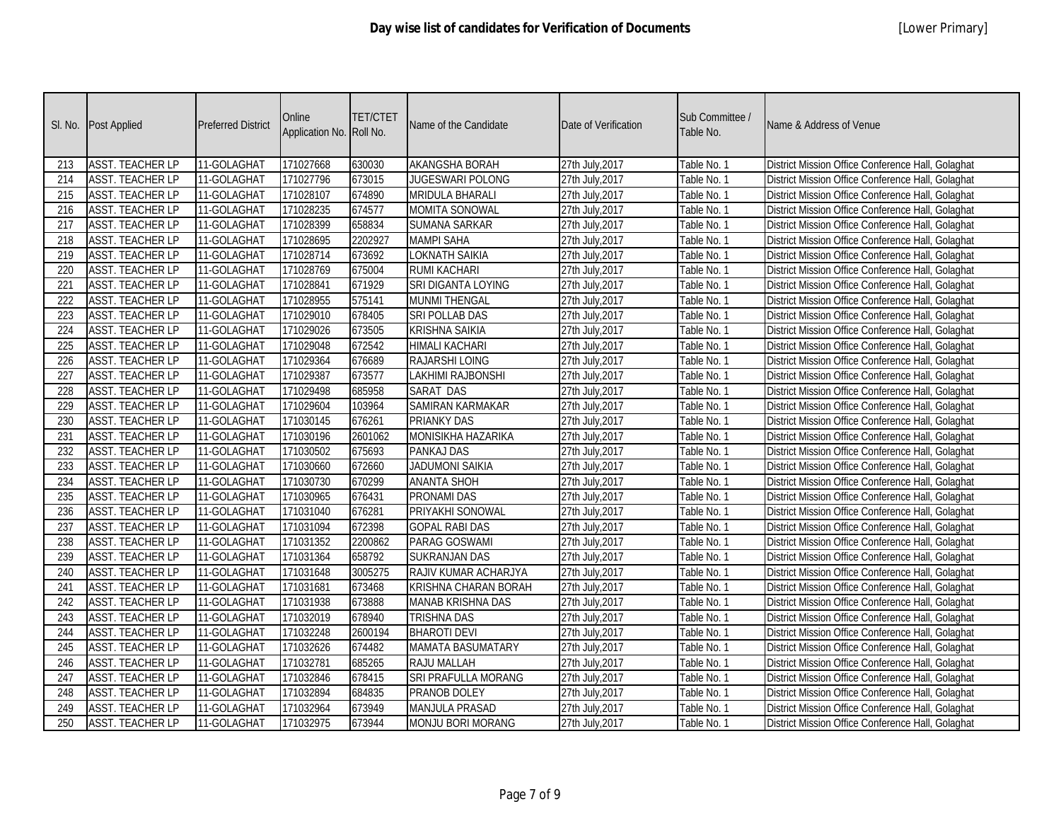# Day wise list of candidates for Verification of Documents

[Lower Primary]

| Sl. No. | Post Applied | Preferred District | Online Application No. | TET/CTET Roll No. | Name of the Candidate | Date of Verification | Sub Committee / Table No. | Name & Address of Venue |
|---|---|---|---|---|---|---|---|---|
| 213 | ASST. TEACHER LP | 11-GOLAGHAT | 171027668 | 630030 | AKANGSHA BORAH | 27th July,2017 | Table No. 1 | District Mission Office Conference Hall, Golaghat |
| 214 | ASST. TEACHER LP | 11-GOLAGHAT | 171027796 | 673015 | JUGESWARI POLONG | 27th July,2017 | Table No. 1 | District Mission Office Conference Hall, Golaghat |
| 215 | ASST. TEACHER LP | 11-GOLAGHAT | 171028107 | 674890 | MRIDULA BHARALI | 27th July,2017 | Table No. 1 | District Mission Office Conference Hall, Golaghat |
| 216 | ASST. TEACHER LP | 11-GOLAGHAT | 171028235 | 674577 | MOMITA SONOWAL | 27th July,2017 | Table No. 1 | District Mission Office Conference Hall, Golaghat |
| 217 | ASST. TEACHER LP | 11-GOLAGHAT | 171028399 | 658834 | SUMANA SARKAR | 27th July,2017 | Table No. 1 | District Mission Office Conference Hall, Golaghat |
| 218 | ASST. TEACHER LP | 11-GOLAGHAT | 171028695 | 2202927 | MAMPI SAHA | 27th July,2017 | Table No. 1 | District Mission Office Conference Hall, Golaghat |
| 219 | ASST. TEACHER LP | 11-GOLAGHAT | 171028714 | 673692 | LOKNATH SAIKIA | 27th July,2017 | Table No. 1 | District Mission Office Conference Hall, Golaghat |
| 220 | ASST. TEACHER LP | 11-GOLAGHAT | 171028769 | 675004 | RUMI KACHARI | 27th July,2017 | Table No. 1 | District Mission Office Conference Hall, Golaghat |
| 221 | ASST. TEACHER LP | 11-GOLAGHAT | 171028841 | 671929 | SRI DIGANTA LOYING | 27th July,2017 | Table No. 1 | District Mission Office Conference Hall, Golaghat |
| 222 | ASST. TEACHER LP | 11-GOLAGHAT | 171028955 | 575141 | MUNMI THENGAL | 27th July,2017 | Table No. 1 | District Mission Office Conference Hall, Golaghat |
| 223 | ASST. TEACHER LP | 11-GOLAGHAT | 171029010 | 678405 | SRI POLLAB DAS | 27th July,2017 | Table No. 1 | District Mission Office Conference Hall, Golaghat |
| 224 | ASST. TEACHER LP | 11-GOLAGHAT | 171029026 | 673505 | KRISHNA SAIKIA | 27th July,2017 | Table No. 1 | District Mission Office Conference Hall, Golaghat |
| 225 | ASST. TEACHER LP | 11-GOLAGHAT | 171029048 | 672542 | HIMALI KACHARI | 27th July,2017 | Table No. 1 | District Mission Office Conference Hall, Golaghat |
| 226 | ASST. TEACHER LP | 11-GOLAGHAT | 171029364 | 676689 | RAJARSHI LOING | 27th July,2017 | Table No. 1 | District Mission Office Conference Hall, Golaghat |
| 227 | ASST. TEACHER LP | 11-GOLAGHAT | 171029387 | 673577 | LAKHIMI RAJBONSHI | 27th July,2017 | Table No. 1 | District Mission Office Conference Hall, Golaghat |
| 228 | ASST. TEACHER LP | 11-GOLAGHAT | 171029498 | 685958 | SARAT DAS | 27th July,2017 | Table No. 1 | District Mission Office Conference Hall, Golaghat |
| 229 | ASST. TEACHER LP | 11-GOLAGHAT | 171029604 | 103964 | SAMIRAN KARMAKAR | 27th July,2017 | Table No. 1 | District Mission Office Conference Hall, Golaghat |
| 230 | ASST. TEACHER LP | 11-GOLAGHAT | 171030145 | 676261 | PRIANKY DAS | 27th July,2017 | Table No. 1 | District Mission Office Conference Hall, Golaghat |
| 231 | ASST. TEACHER LP | 11-GOLAGHAT | 171030196 | 2601062 | MONISIKHA HAZARIKA | 27th July,2017 | Table No. 1 | District Mission Office Conference Hall, Golaghat |
| 232 | ASST. TEACHER LP | 11-GOLAGHAT | 171030502 | 675693 | PANKAJ DAS | 27th July,2017 | Table No. 1 | District Mission Office Conference Hall, Golaghat |
| 233 | ASST. TEACHER LP | 11-GOLAGHAT | 171030660 | 672660 | JADUMONI SAIKIA | 27th July,2017 | Table No. 1 | District Mission Office Conference Hall, Golaghat |
| 234 | ASST. TEACHER LP | 11-GOLAGHAT | 171030730 | 670299 | ANANTA SHOH | 27th July,2017 | Table No. 1 | District Mission Office Conference Hall, Golaghat |
| 235 | ASST. TEACHER LP | 11-GOLAGHAT | 171030965 | 676431 | PRONAMI DAS | 27th July,2017 | Table No. 1 | District Mission Office Conference Hall, Golaghat |
| 236 | ASST. TEACHER LP | 11-GOLAGHAT | 171031040 | 676281 | PRIYAKHI SONOWAL | 27th July,2017 | Table No. 1 | District Mission Office Conference Hall, Golaghat |
| 237 | ASST. TEACHER LP | 11-GOLAGHAT | 171031094 | 672398 | GOPAL RABI DAS | 27th July,2017 | Table No. 1 | District Mission Office Conference Hall, Golaghat |
| 238 | ASST. TEACHER LP | 11-GOLAGHAT | 171031352 | 2200862 | PARAG GOSWAMI | 27th July,2017 | Table No. 1 | District Mission Office Conference Hall, Golaghat |
| 239 | ASST. TEACHER LP | 11-GOLAGHAT | 171031364 | 658792 | SUKRANJAN DAS | 27th July,2017 | Table No. 1 | District Mission Office Conference Hall, Golaghat |
| 240 | ASST. TEACHER LP | 11-GOLAGHAT | 171031648 | 3005275 | RAJIV KUMAR ACHARJYA | 27th July,2017 | Table No. 1 | District Mission Office Conference Hall, Golaghat |
| 241 | ASST. TEACHER LP | 11-GOLAGHAT | 171031681 | 673468 | KRISHNA CHARAN BORAH | 27th July,2017 | Table No. 1 | District Mission Office Conference Hall, Golaghat |
| 242 | ASST. TEACHER LP | 11-GOLAGHAT | 171031938 | 673888 | MANAB KRISHNA DAS | 27th July,2017 | Table No. 1 | District Mission Office Conference Hall, Golaghat |
| 243 | ASST. TEACHER LP | 11-GOLAGHAT | 171032019 | 678940 | TRISHNA DAS | 27th July,2017 | Table No. 1 | District Mission Office Conference Hall, Golaghat |
| 244 | ASST. TEACHER LP | 11-GOLAGHAT | 171032248 | 2600194 | BHAROTI DEVI | 27th July,2017 | Table No. 1 | District Mission Office Conference Hall, Golaghat |
| 245 | ASST. TEACHER LP | 11-GOLAGHAT | 171032626 | 674482 | MAMATA BASUMATARY | 27th July,2017 | Table No. 1 | District Mission Office Conference Hall, Golaghat |
| 246 | ASST. TEACHER LP | 11-GOLAGHAT | 171032781 | 685265 | RAJU MALLAH | 27th July,2017 | Table No. 1 | District Mission Office Conference Hall, Golaghat |
| 247 | ASST. TEACHER LP | 11-GOLAGHAT | 171032846 | 678415 | SRI PRAFULLA MORANG | 27th July,2017 | Table No. 1 | District Mission Office Conference Hall, Golaghat |
| 248 | ASST. TEACHER LP | 11-GOLAGHAT | 171032894 | 684835 | PRANOB DOLEY | 27th July,2017 | Table No. 1 | District Mission Office Conference Hall, Golaghat |
| 249 | ASST. TEACHER LP | 11-GOLAGHAT | 171032964 | 673949 | MANJULA PRASAD | 27th July,2017 | Table No. 1 | District Mission Office Conference Hall, Golaghat |
| 250 | ASST. TEACHER LP | 11-GOLAGHAT | 171032975 | 673944 | MONJU BORI MORANG | 27th July,2017 | Table No. 1 | District Mission Office Conference Hall, Golaghat |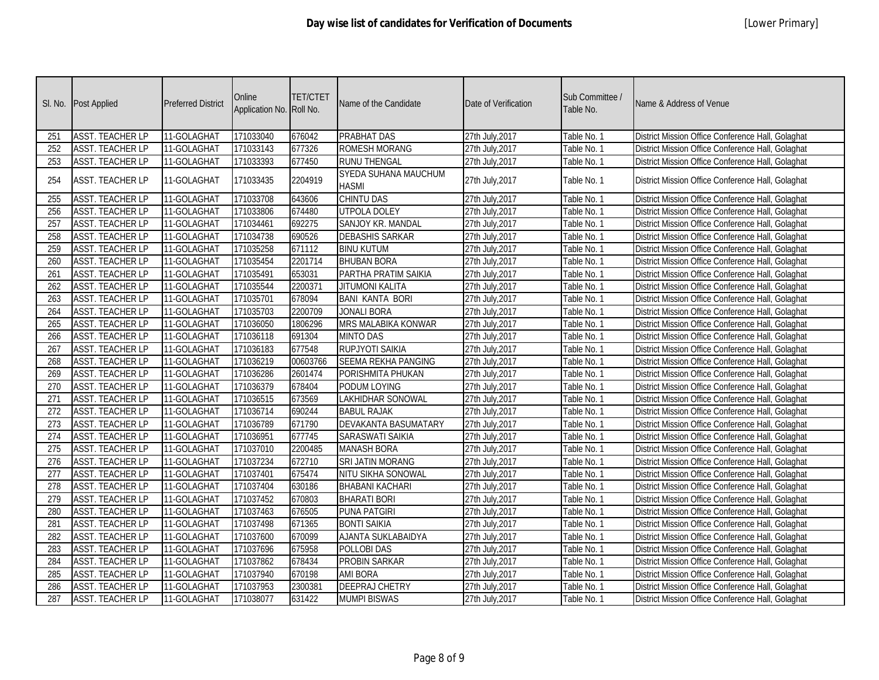# Day wise list of candidates for Verification of Documents

[Lower Primary]

| Sl. No. | Post Applied | Preferred District | Online Application No. | TET/CTET Roll No. | Name of the Candidate | Date of Verification | Sub Committee / Table No. | Name & Address of Venue |
|---|---|---|---|---|---|---|---|---|
| 251 | ASST. TEACHER LP | 11-GOLAGHAT | 171033040 | 676042 | PRABHAT DAS | 27th July,2017 | Table No. 1 | District Mission Office Conference Hall, Golaghat |
| 252 | ASST. TEACHER LP | 11-GOLAGHAT | 171033143 | 677326 | ROMESH MORANG | 27th July,2017 | Table No. 1 | District Mission Office Conference Hall, Golaghat |
| 253 | ASST. TEACHER LP | 11-GOLAGHAT | 171033393 | 677450 | RUNU THENGAL | 27th July,2017 | Table No. 1 | District Mission Office Conference Hall, Golaghat |
| 254 | ASST. TEACHER LP | 11-GOLAGHAT | 171033435 | 2204919 | SYEDA SUHANA MAUCHUM HASMI | 27th July,2017 | Table No. 1 | District Mission Office Conference Hall, Golaghat |
| 255 | ASST. TEACHER LP | 11-GOLAGHAT | 171033708 | 643606 | CHINTU DAS | 27th July,2017 | Table No. 1 | District Mission Office Conference Hall, Golaghat |
| 256 | ASST. TEACHER LP | 11-GOLAGHAT | 171033806 | 674480 | UTPOLA DOLEY | 27th July,2017 | Table No. 1 | District Mission Office Conference Hall, Golaghat |
| 257 | ASST. TEACHER LP | 11-GOLAGHAT | 171034461 | 692275 | SANJOY KR. MANDAL | 27th July,2017 | Table No. 1 | District Mission Office Conference Hall, Golaghat |
| 258 | ASST. TEACHER LP | 11-GOLAGHAT | 171034738 | 690526 | DEBASHIS SARKAR | 27th July,2017 | Table No. 1 | District Mission Office Conference Hall, Golaghat |
| 259 | ASST. TEACHER LP | 11-GOLAGHAT | 171035258 | 671112 | BINU KUTUM | 27th July,2017 | Table No. 1 | District Mission Office Conference Hall, Golaghat |
| 260 | ASST. TEACHER LP | 11-GOLAGHAT | 171035454 | 2201714 | BHUBAN BORA | 27th July,2017 | Table No. 1 | District Mission Office Conference Hall, Golaghat |
| 261 | ASST. TEACHER LP | 11-GOLAGHAT | 171035491 | 653031 | PARTHA PRATIM SAIKIA | 27th July,2017 | Table No. 1 | District Mission Office Conference Hall, Golaghat |
| 262 | ASST. TEACHER LP | 11-GOLAGHAT | 171035544 | 2200371 | JITUMONI KALITA | 27th July,2017 | Table No. 1 | District Mission Office Conference Hall, Golaghat |
| 263 | ASST. TEACHER LP | 11-GOLAGHAT | 171035701 | 678094 | BANI KANTA BORI | 27th July,2017 | Table No. 1 | District Mission Office Conference Hall, Golaghat |
| 264 | ASST. TEACHER LP | 11-GOLAGHAT | 171035703 | 2200709 | JONALI BORA | 27th July,2017 | Table No. 1 | District Mission Office Conference Hall, Golaghat |
| 265 | ASST. TEACHER LP | 11-GOLAGHAT | 171036050 | 1806296 | MRS MALABIKA KONWAR | 27th July,2017 | Table No. 1 | District Mission Office Conference Hall, Golaghat |
| 266 | ASST. TEACHER LP | 11-GOLAGHAT | 171036118 | 691304 | MINTO DAS | 27th July,2017 | Table No. 1 | District Mission Office Conference Hall, Golaghat |
| 267 | ASST. TEACHER LP | 11-GOLAGHAT | 171036183 | 677548 | RUPJYOTI SAIKIA | 27th July,2017 | Table No. 1 | District Mission Office Conference Hall, Golaghat |
| 268 | ASST. TEACHER LP | 11-GOLAGHAT | 171036219 | 00603766 | SEEMA REKHA PANGING | 27th July,2017 | Table No. 1 | District Mission Office Conference Hall, Golaghat |
| 269 | ASST. TEACHER LP | 11-GOLAGHAT | 171036286 | 2601474 | PORISHMITA PHUKAN | 27th July,2017 | Table No. 1 | District Mission Office Conference Hall, Golaghat |
| 270 | ASST. TEACHER LP | 11-GOLAGHAT | 171036379 | 678404 | PODUM LOYING | 27th July,2017 | Table No. 1 | District Mission Office Conference Hall, Golaghat |
| 271 | ASST. TEACHER LP | 11-GOLAGHAT | 171036515 | 673569 | LAKHIDHAR SONOWAL | 27th July,2017 | Table No. 1 | District Mission Office Conference Hall, Golaghat |
| 272 | ASST. TEACHER LP | 11-GOLAGHAT | 171036714 | 690244 | BABUL RAJAK | 27th July,2017 | Table No. 1 | District Mission Office Conference Hall, Golaghat |
| 273 | ASST. TEACHER LP | 11-GOLAGHAT | 171036789 | 671790 | DEVAKANTA BASUMATARY | 27th July,2017 | Table No. 1 | District Mission Office Conference Hall, Golaghat |
| 274 | ASST. TEACHER LP | 11-GOLAGHAT | 171036951 | 677745 | SARASWATI SAIKIA | 27th July,2017 | Table No. 1 | District Mission Office Conference Hall, Golaghat |
| 275 | ASST. TEACHER LP | 11-GOLAGHAT | 171037010 | 2200485 | MANASH BORA | 27th July,2017 | Table No. 1 | District Mission Office Conference Hall, Golaghat |
| 276 | ASST. TEACHER LP | 11-GOLAGHAT | 171037234 | 672710 | SRI JATIN MORANG | 27th July,2017 | Table No. 1 | District Mission Office Conference Hall, Golaghat |
| 277 | ASST. TEACHER LP | 11-GOLAGHAT | 171037401 | 675474 | NITU SIKHA SONOWAL | 27th July,2017 | Table No. 1 | District Mission Office Conference Hall, Golaghat |
| 278 | ASST. TEACHER LP | 11-GOLAGHAT | 171037404 | 630186 | BHABANI KACHARI | 27th July,2017 | Table No. 1 | District Mission Office Conference Hall, Golaghat |
| 279 | ASST. TEACHER LP | 11-GOLAGHAT | 171037452 | 670803 | BHARATI BORI | 27th July,2017 | Table No. 1 | District Mission Office Conference Hall, Golaghat |
| 280 | ASST. TEACHER LP | 11-GOLAGHAT | 171037463 | 676505 | PUNA PATGIRI | 27th July,2017 | Table No. 1 | District Mission Office Conference Hall, Golaghat |
| 281 | ASST. TEACHER LP | 11-GOLAGHAT | 171037498 | 671365 | BONTI SAIKIA | 27th July,2017 | Table No. 1 | District Mission Office Conference Hall, Golaghat |
| 282 | ASST. TEACHER LP | 11-GOLAGHAT | 171037600 | 670099 | AJANTA SUKLABAIDYA | 27th July,2017 | Table No. 1 | District Mission Office Conference Hall, Golaghat |
| 283 | ASST. TEACHER LP | 11-GOLAGHAT | 171037696 | 675958 | POLLOBI DAS | 27th July,2017 | Table No. 1 | District Mission Office Conference Hall, Golaghat |
| 284 | ASST. TEACHER LP | 11-GOLAGHAT | 171037862 | 678434 | PROBIN SARKAR | 27th July,2017 | Table No. 1 | District Mission Office Conference Hall, Golaghat |
| 285 | ASST. TEACHER LP | 11-GOLAGHAT | 171037940 | 670198 | AMI BORA | 27th July,2017 | Table No. 1 | District Mission Office Conference Hall, Golaghat |
| 286 | ASST. TEACHER LP | 11-GOLAGHAT | 171037953 | 2300381 | DEEPRAJ CHETRY | 27th July,2017 | Table No. 1 | District Mission Office Conference Hall, Golaghat |
| 287 | ASST. TEACHER LP | 11-GOLAGHAT | 171038077 | 631422 | MUMPI BISWAS | 27th July,2017 | Table No. 1 | District Mission Office Conference Hall, Golaghat |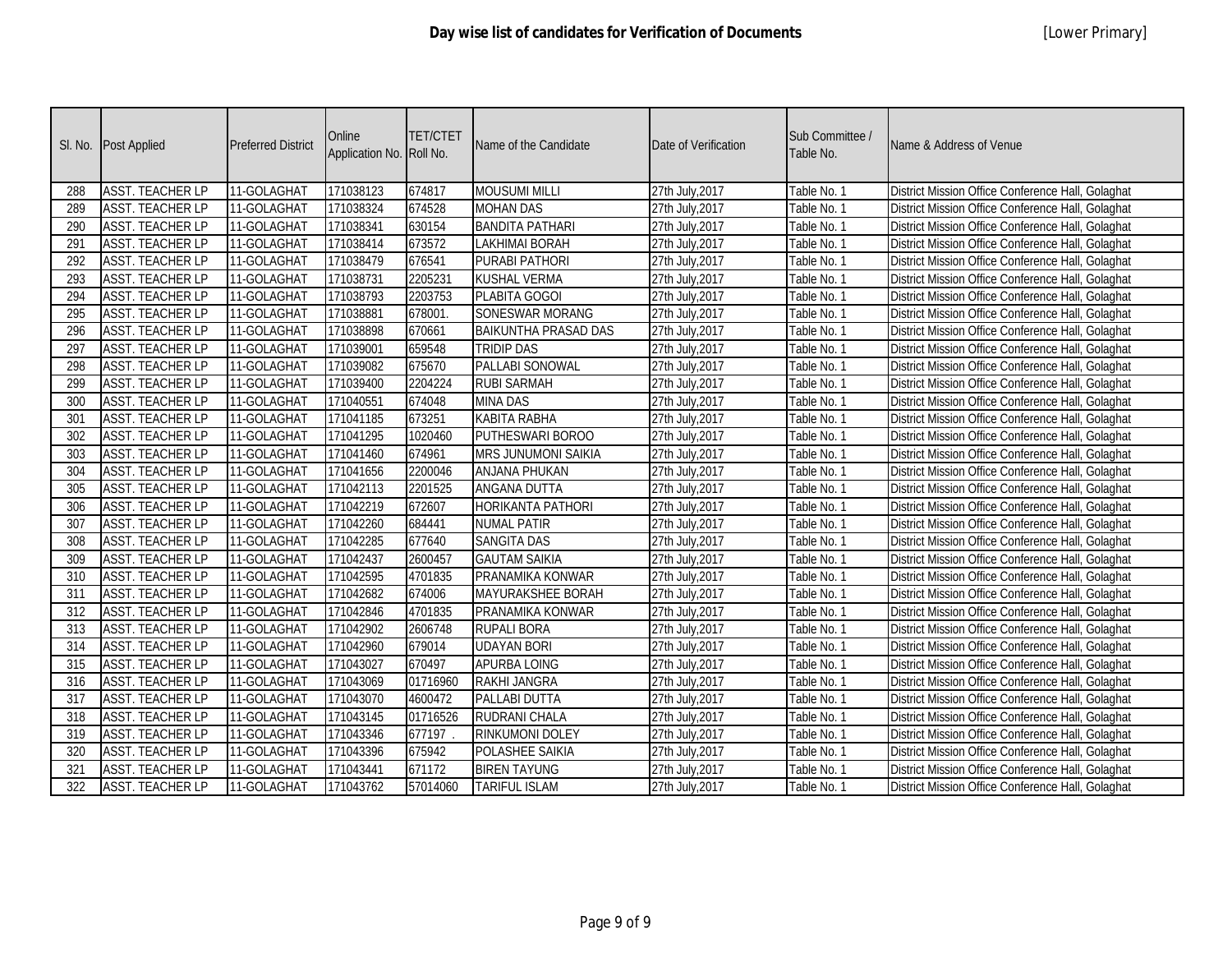# Day wise list of candidates for Verification of Documents

[Lower Primary]

| Sl. No. | Post Applied | Preferred District | Online Application No. | TET/CTET Roll No. | Name of the Candidate | Date of Verification | Sub Committee / Table No. | Name & Address of Venue |
|---|---|---|---|---|---|---|---|---|
| 288 | ASST. TEACHER LP | 11-GOLAGHAT | 171038123 | 674817 | MOUSUMI MILLI | 27th July,2017 | Table No. 1 | District Mission Office Conference Hall, Golaghat |
| 289 | ASST. TEACHER LP | 11-GOLAGHAT | 171038324 | 674528 | MOHAN DAS | 27th July,2017 | Table No. 1 | District Mission Office Conference Hall, Golaghat |
| 290 | ASST. TEACHER LP | 11-GOLAGHAT | 171038341 | 630154 | BANDITA PATHARI | 27th July,2017 | Table No. 1 | District Mission Office Conference Hall, Golaghat |
| 291 | ASST. TEACHER LP | 11-GOLAGHAT | 171038414 | 673572 | LAKHIMAI BORAH | 27th July,2017 | Table No. 1 | District Mission Office Conference Hall, Golaghat |
| 292 | ASST. TEACHER LP | 11-GOLAGHAT | 171038479 | 676541 | PURABI PATHORI | 27th July,2017 | Table No. 1 | District Mission Office Conference Hall, Golaghat |
| 293 | ASST. TEACHER LP | 11-GOLAGHAT | 171038731 | 2205231 | KUSHAL VERMA | 27th July,2017 | Table No. 1 | District Mission Office Conference Hall, Golaghat |
| 294 | ASST. TEACHER LP | 11-GOLAGHAT | 171038793 | 2203753 | PLABITA GOGOI | 27th July,2017 | Table No. 1 | District Mission Office Conference Hall, Golaghat |
| 295 | ASST. TEACHER LP | 11-GOLAGHAT | 171038881 | 678001. | SONESWAR MORANG | 27th July,2017 | Table No. 1 | District Mission Office Conference Hall, Golaghat |
| 296 | ASST. TEACHER LP | 11-GOLAGHAT | 171038898 | 670661 | BAIKUNTHA PRASAD DAS | 27th July,2017 | Table No. 1 | District Mission Office Conference Hall, Golaghat |
| 297 | ASST. TEACHER LP | 11-GOLAGHAT | 171039001 | 659548 | TRIDIP DAS | 27th July,2017 | Table No. 1 | District Mission Office Conference Hall, Golaghat |
| 298 | ASST. TEACHER LP | 11-GOLAGHAT | 171039082 | 675670 | PALLABI SONOWAL | 27th July,2017 | Table No. 1 | District Mission Office Conference Hall, Golaghat |
| 299 | ASST. TEACHER LP | 11-GOLAGHAT | 171039400 | 2204224 | RUBI SARMAH | 27th July,2017 | Table No. 1 | District Mission Office Conference Hall, Golaghat |
| 300 | ASST. TEACHER LP | 11-GOLAGHAT | 171040551 | 674048 | MINA DAS | 27th July,2017 | Table No. 1 | District Mission Office Conference Hall, Golaghat |
| 301 | ASST. TEACHER LP | 11-GOLAGHAT | 171041185 | 673251 | KABITA RABHA | 27th July,2017 | Table No. 1 | District Mission Office Conference Hall, Golaghat |
| 302 | ASST. TEACHER LP | 11-GOLAGHAT | 171041295 | 1020460 | PUTHESWARI BOROO | 27th July,2017 | Table No. 1 | District Mission Office Conference Hall, Golaghat |
| 303 | ASST. TEACHER LP | 11-GOLAGHAT | 171041460 | 674961 | MRS JUNUMONI SAIKIA | 27th July,2017 | Table No. 1 | District Mission Office Conference Hall, Golaghat |
| 304 | ASST. TEACHER LP | 11-GOLAGHAT | 171041656 | 2200046 | ANJANA PHUKAN | 27th July,2017 | Table No. 1 | District Mission Office Conference Hall, Golaghat |
| 305 | ASST. TEACHER LP | 11-GOLAGHAT | 171042113 | 2201525 | ANGANA DUTTA | 27th July,2017 | Table No. 1 | District Mission Office Conference Hall, Golaghat |
| 306 | ASST. TEACHER LP | 11-GOLAGHAT | 171042219 | 672607 | HORIKANTA PATHORI | 27th July,2017 | Table No. 1 | District Mission Office Conference Hall, Golaghat |
| 307 | ASST. TEACHER LP | 11-GOLAGHAT | 171042260 | 684441 | NUMAL PATIR | 27th July,2017 | Table No. 1 | District Mission Office Conference Hall, Golaghat |
| 308 | ASST. TEACHER LP | 11-GOLAGHAT | 171042285 | 677640 | SANGITA DAS | 27th July,2017 | Table No. 1 | District Mission Office Conference Hall, Golaghat |
| 309 | ASST. TEACHER LP | 11-GOLAGHAT | 171042437 | 2600457 | GAUTAM SAIKIA | 27th July,2017 | Table No. 1 | District Mission Office Conference Hall, Golaghat |
| 310 | ASST. TEACHER LP | 11-GOLAGHAT | 171042595 | 4701835 | PRANAMIKA KONWAR | 27th July,2017 | Table No. 1 | District Mission Office Conference Hall, Golaghat |
| 311 | ASST. TEACHER LP | 11-GOLAGHAT | 171042682 | 674006 | MAYURAKSHEE BORAH | 27th July,2017 | Table No. 1 | District Mission Office Conference Hall, Golaghat |
| 312 | ASST. TEACHER LP | 11-GOLAGHAT | 171042846 | 4701835 | PRANAMIKA KONWAR | 27th July,2017 | Table No. 1 | District Mission Office Conference Hall, Golaghat |
| 313 | ASST. TEACHER LP | 11-GOLAGHAT | 171042902 | 2606748 | RUPALI BORA | 27th July,2017 | Table No. 1 | District Mission Office Conference Hall, Golaghat |
| 314 | ASST. TEACHER LP | 11-GOLAGHAT | 171042960 | 679014 | UDAYAN BORI | 27th July,2017 | Table No. 1 | District Mission Office Conference Hall, Golaghat |
| 315 | ASST. TEACHER LP | 11-GOLAGHAT | 171043027 | 670497 | APURBA LOING | 27th July,2017 | Table No. 1 | District Mission Office Conference Hall, Golaghat |
| 316 | ASST. TEACHER LP | 11-GOLAGHAT | 171043069 | 01716960 | RAKHI JANGRA | 27th July,2017 | Table No. 1 | District Mission Office Conference Hall, Golaghat |
| 317 | ASST. TEACHER LP | 11-GOLAGHAT | 171043070 | 4600472 | PALLABI DUTTA | 27th July,2017 | Table No. 1 | District Mission Office Conference Hall, Golaghat |
| 318 | ASST. TEACHER LP | 11-GOLAGHAT | 171043145 | 01716526 | RUDRANI CHALA | 27th July,2017 | Table No. 1 | District Mission Office Conference Hall, Golaghat |
| 319 | ASST. TEACHER LP | 11-GOLAGHAT | 171043346 | 677197 . | RINKUMONI DOLEY | 27th July,2017 | Table No. 1 | District Mission Office Conference Hall, Golaghat |
| 320 | ASST. TEACHER LP | 11-GOLAGHAT | 171043396 | 675942 | POLASHEE SAIKIA | 27th July,2017 | Table No. 1 | District Mission Office Conference Hall, Golaghat |
| 321 | ASST. TEACHER LP | 11-GOLAGHAT | 171043441 | 671172 | BIREN TAYUNG | 27th July,2017 | Table No. 1 | District Mission Office Conference Hall, Golaghat |
| 322 | ASST. TEACHER LP | 11-GOLAGHAT | 171043762 | 57014060 | TARIFUL ISLAM | 27th July,2017 | Table No. 1 | District Mission Office Conference Hall, Golaghat |